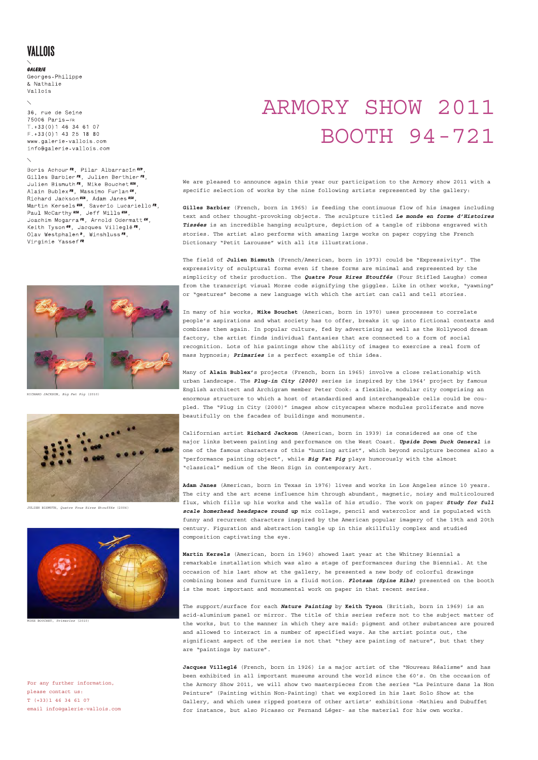**VALLOIS**

**GALERIE**
Georges-Philippe
& Nathalie
Vallois

36, rue de Seine
75006 Paris—FR
T.+33(0)1 46 34 61 07
F.+33(0)1 43 25 18 80
www.galerie-vallois.com
info@galerie-vallois.com

Boris Achour FR, Pilar Albarracín ESP, Gilles Barbier FR, Julien Berthier FR, Julien Bismuth FR, Mike Bouchet USA, Alain Bublex FR, Massimo Furlan CH, Richard Jackson USA, Adam Janes USA, Martin Kersels USA, Saverio Lucariello FR, Paul McCarthy USA, Jeff Mills USA, Joachim Mogarra FR, Arnold Odermatt CH, Keith Tyson GB, Jacques Villeglé FR, Olav Westphalen D, Winshluss FR, Virginie Yassef FR

# ARMORY SHOW 2011
# BOOTH 94-721

We are pleased to announce again this year our participation to the Armory show 2011 with a specific selection of works by the nine following artists represented by the gallery:

**Gilles Barbier** (French, born in 1965) is feeding the continuous flow of his images including text and other thought-provoking objects. The sculpture titled ***Le monde en forme d'Histoires Tissées*** is an incredible hanging sculpture, depiction of a tangle of ribbons engraved with stories. The artist also performs with amazing large works on paper copying the French Dictionary "Petit Larousse" with all its illustrations.

The field of **Julien Bismuth** (French/American, born in 1973) could be "Expressivity". The expressivity of sculptural forms even if these forms are minimal and represented by the simplicity of their production. The ***Quatre Fous Rires Etouffés*** (Four Stifled Laughs) comes from the transcript visual Morse code signifying the giggles. Like in other works, "yawning" or "gestures" become a new language with which the artist can call and tell stories.

In many of his works, **Mike Bouchet** (American, born in 1970) uses processes to correlate people's aspirations and what society has to offer, breaks it up into fictional contexts and combines them again. In popular culture, fed by advertising as well as the Hollywood dream factory, the artist finds individual fantasies that are connected to a form of social recognition. Lots of his paintings show the ability of images to exercise a real form of mass hypnosis; ***Primaries*** is a perfect example of this idea.

Many of **Alain Bublex**'s projects (French, born in 1965) involve a close relationship with urban landscape. The ***Plug-in City (2000)*** series is inspired by the 1964' project by famous English architect and Archigram member Peter Cook: a flexible, modular city comprising an enormous structure to which a host of standardized and interchangeable cells could be coupled. The "Plug in City (2000)" images show cityscapes where modules proliferate and move beautifully on the facades of buildings and monuments.

Californian artist **Richard Jackson** (American, born in 1939) is considered as one of the major links between painting and performance on the West Coast. ***Upside Down Duck General*** is one of the famous characters of this "hunting artist", which beyond sculpture becomes also a "performance painting object", while ***Big Fat Pig*** plays humorously with the almost "classical" medium of the Neon Sign in contemporary Art.

**Adam Janes** (American, born in Texas in 1976) lives and works in Los Angeles since 10 years. The city and the art scene influence him through abundant, magnetic, noisy and multicoloured flux, which fills up his works and the walls of his studio. The work on paper ***Study for full scale homerhead headspace round up*** mix collage, pencil and watercolor and is populated with funny and recurrent characters inspired by the American popular imagery of the 19th and 20th century. Figuration and abstraction tangle up in this skillfully complex and studied composition captivating the eye.

**Martin Kersels** (American, born in 1960) showed last year at the Whitney Biennial a remarkable installation which was also a stage of performances during the Biennial. At the occasion of his last show at the gallery, he presented a new body of colorful drawings combining bones and furniture in a fluid motion. ***Flotsam (Spine Ribs)*** presented on the booth is the most important and monumental work on paper in that recent series.

The support/surface for each ***Nature Painting*** by **Keith Tyson** (British, born in 1969) is an acid-aluminium panel or mirror. The title of this series refers not to the subject matter of the works, but to the manner in which they are maid: pigment and other substances are poured and allowed to interact in a number of specified ways. As the artist points out, the significant aspect of the series is not that "they are painting of nature", but that they are "paintings by nature".

**Jacques Villeglé** (French, born in 1926) is a major artist of the "Nouveau Réalisme" and has been exhibited in all important museums around the world since the 60's. On the occasion of the Armory Show 2011, we will show two masterpieces from the series "La Peinture dans la Non Peinture" (Painting within Non-Painting) that we explored in his last Solo Show at the Gallery, and which uses ripped posters of other artists' exhibitions -Mathieu and Dubuffet for instance, but also Picasso or Fernand Léger- as the material for hiw own works.

RICHARD JACKSON, *Big Fat Pig* (2010)

JULIEN BISMUTH, *Quatre Fous Rires Etouffés* (2006)

MIKE BOUCHET, *Primaries* (2010)

For any further information,
please contact us:
T (+33)1 46 34 61 07
email info@galerie-vallois.com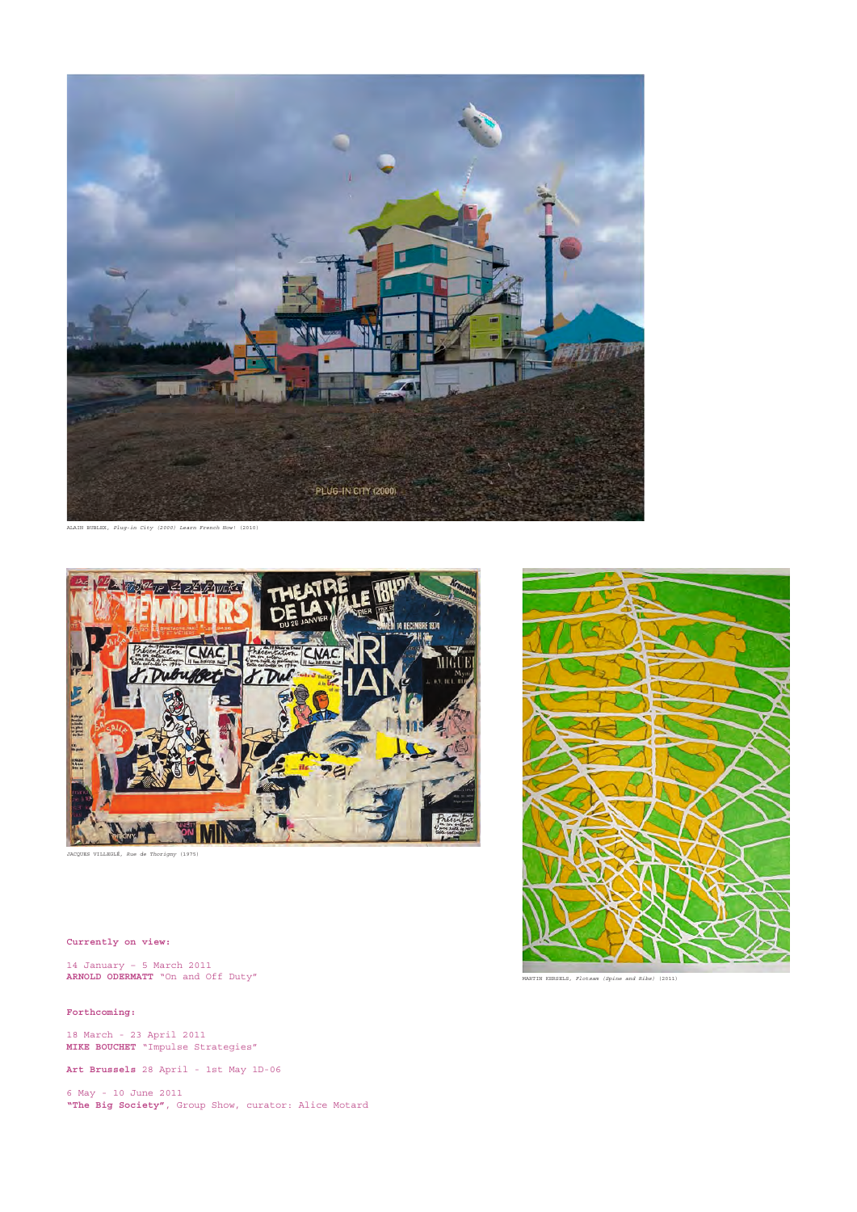ALAIN BUBLEX, *Plug-in City (2000) Learn French Now!* (2010)

JACQUES VILLEGLÉ, *Rue de Thorigny* (1975)

MARTIN KERSELS, *Flotsam (Spine and Ribs)* (2011)

**Currently on view:**

14 January – 5 March 2011
**ARNOLD ODERMATT** "On and Off Duty"

**Forthcoming:**

18 March – 23 April 2011
**MIKE BOUCHET** "Impulse Strategies"

**Art Brussels** 28 April – 1st May 1D-06

6 May – 10 June 2011
**"The Big Society"**, Group Show, curator: Alice Motard